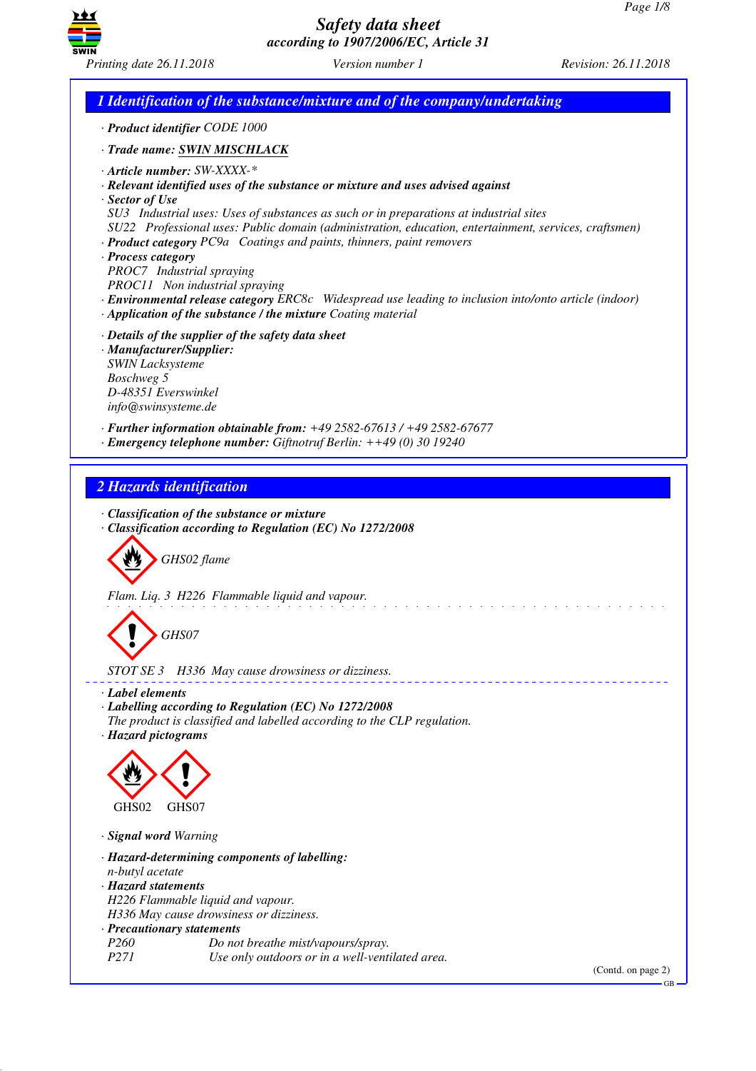# Safety data sheet
*according to 1907/2006/EC, Article 31*

Printing date 26.11.2018 | Version number 1 | Revision: 26.11.2018

## 1 Identification of the substance/mixture and of the company/undertaking

· **Product identifier** CODE 1000

· **Trade name:** SWIN MISCHLACK

· **Article number:** SW-XXXX-*
· **Relevant identified uses of the substance or mixture and uses advised against**
· **Sector of Use**
SU3 Industrial uses: Uses of substances as such or in preparations at industrial sites
SU22 Professional uses: Public domain (administration, education, entertainment, services, craftsmen)
· **Product category** PC9a Coatings and paints, thinners, paint removers
· **Process category**
PROC7 Industrial spraying
PROC11 Non industrial spraying
· **Environmental release category** ERC8c Widespread use leading to inclusion into/onto article (indoor)
· **Application of the substance / the mixture** Coating material

· **Details of the supplier of the safety data sheet**
· **Manufacturer/Supplier:**
SWIN Lacksysteme
Boschweg 5
D-48351 Everswinkel
info@swinsysteme.de

· **Further information obtainable from:** +49 2582-67613 / +49 2582-67677
· **Emergency telephone number:** Giftnotruf Berlin: ++49 (0) 30 19240

## 2 Hazards identification

· **Classification of the substance or mixture**
· **Classification according to Regulation (EC) No 1272/2008**

GHS02 flame

Flam. Liq. 3 H226 Flammable liquid and vapour.

GHS07

STOT SE 3 H336 May cause drowsiness or dizziness.

· **Label elements**
· **Labelling according to Regulation (EC) No 1272/2008**
The product is classified and labelled according to the CLP regulation.
· **Hazard pictograms**

GHS02 GHS07

· **Signal word** Warning

· **Hazard-determining components of labelling:**
n-butyl acetate
· **Hazard statements**
H226 Flammable liquid and vapour.
H336 May cause drowsiness or dizziness.
· **Precautionary statements**
P260 Do not breathe mist/vapours/spray.
P271 Use only outdoors or in a well-ventilated area.

(Contd. on page 2)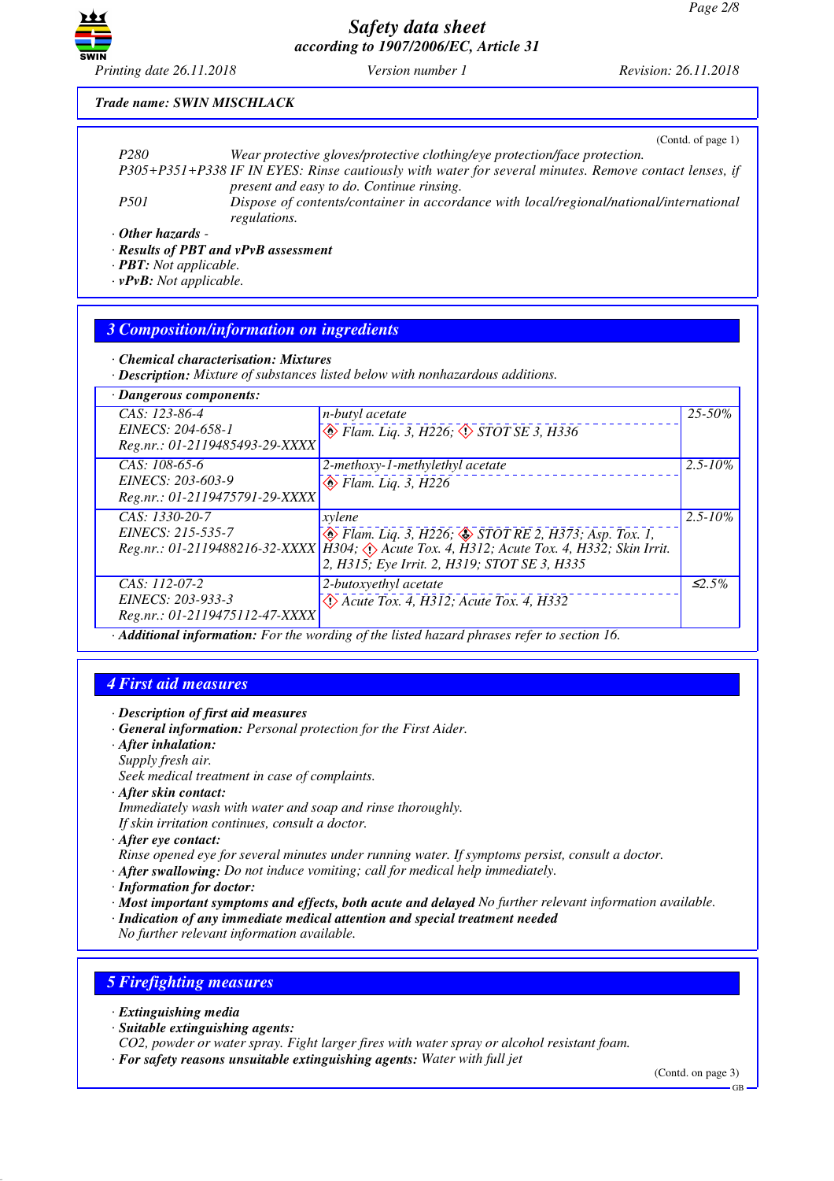Trade name: SWIN MISCHLACK

(Contd. of page 1)

P280 Wear protective gloves/protective clothing/eye protection/face protection.
P305+P351+P338 IF IN EYES: Rinse cautiously with water for several minutes. Remove contact lenses, if present and easy to do. Continue rinsing.
P501 Dispose of contents/container in accordance with local/regional/national/international regulations.

· **Other hazards** -
· **Results of PBT and vPvB assessment**
· **PBT:** Not applicable.
· **vPvB:** Not applicable.

## 3 Composition/information on ingredients

· **Chemical characterisation: Mixtures**
· **Description:** Mixture of substances listed below with nonhazardous additions.

· **Dangerous components:**

| Identifiers | Substance / Classification | Concentration |
|---|---|---|
| CAS: 123-86-4<br>EINECS: 204-658-1<br>Reg.nr.: 01-2119485493-29-XXXX | n-butyl acetate<br>Flam. Liq. 3, H226; STOT SE 3, H336 | 25-50% |
| CAS: 108-65-6<br>EINECS: 203-603-9<br>Reg.nr.: 01-2119475791-29-XXXX | 2-methoxy-1-methylethyl acetate<br>Flam. Liq. 3, H226 | 2.5-10% |
| CAS: 1330-20-7<br>EINECS: 215-535-7<br>Reg.nr.: 01-2119488216-32-XXXX | xylene<br>Flam. Liq. 3, H226; STOT RE 2, H373; Asp. Tox. 1, H304; Acute Tox. 4, H312; Acute Tox. 4, H332; Skin Irrit. 2, H315; Eye Irrit. 2, H319; STOT SE 3, H335 | 2.5-10% |
| CAS: 112-07-2<br>EINECS: 203-933-3<br>Reg.nr.: 01-2119475112-47-XXXX | 2-butoxyethyl acetate<br>Acute Tox. 4, H312; Acute Tox. 4, H332 | ≤2.5% |

· **Additional information:** For the wording of the listed hazard phrases refer to section 16.

## 4 First aid measures

· **Description of first aid measures**
· **General information:** Personal protection for the First Aider.
· **After inhalation:**
Supply fresh air.
Seek medical treatment in case of complaints.
· **After skin contact:**
Immediately wash with water and soap and rinse thoroughly.
If skin irritation continues, consult a doctor.
· **After eye contact:**
Rinse opened eye for several minutes under running water. If symptoms persist, consult a doctor.
· **After swallowing:** Do not induce vomiting; call for medical help immediately.
· **Information for doctor:**
· **Most important symptoms and effects, both acute and delayed** No further relevant information available.
· **Indication of any immediate medical attention and special treatment needed**
No further relevant information available.

## 5 Firefighting measures

· **Extinguishing media**
· **Suitable extinguishing agents:**
CO2, powder or water spray. Fight larger fires with water spray or alcohol resistant foam.
· **For safety reasons unsuitable extinguishing agents:** Water with full jet

(Contd. on page 3)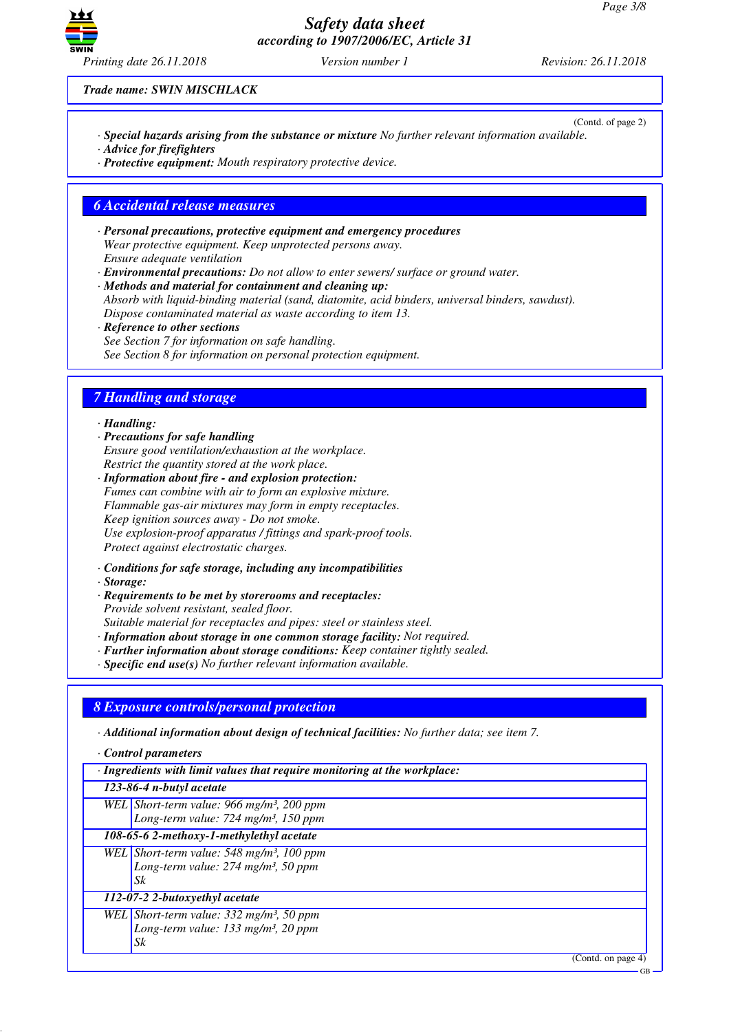Trade name: SWIN MISCHLACK

(Contd. of page 2)

· **Special hazards arising from the substance or mixture** No further relevant information available.
· **Advice for firefighters**
· **Protective equipment:** Mouth respiratory protective device.

## 6 Accidental release measures

· **Personal precautions, protective equipment and emergency procedures**
Wear protective equipment. Keep unprotected persons away.
Ensure adequate ventilation
· **Environmental precautions:** Do not allow to enter sewers/ surface or ground water.
· **Methods and material for containment and cleaning up:**
Absorb with liquid-binding material (sand, diatomite, acid binders, universal binders, sawdust).
Dispose contaminated material as waste according to item 13.
· **Reference to other sections**
See Section 7 for information on safe handling.
See Section 8 for information on personal protection equipment.

## 7 Handling and storage

· **Handling:**
· **Precautions for safe handling**
Ensure good ventilation/exhaustion at the workplace.
Restrict the quantity stored at the work place.
· **Information about fire - and explosion protection:**
Fumes can combine with air to form an explosive mixture.
Flammable gas-air mixtures may form in empty receptacles.
Keep ignition sources away - Do not smoke.
Use explosion-proof apparatus / fittings and spark-proof tools.
Protect against electrostatic charges.

· **Conditions for safe storage, including any incompatibilities**
· **Storage:**
· **Requirements to be met by storerooms and receptacles:**
Provide solvent resistant, sealed floor.
Suitable material for receptacles and pipes: steel or stainless steel.
· **Information about storage in one common storage facility:** Not required.
· **Further information about storage conditions:** Keep container tightly sealed.
· **Specific end use(s)** No further relevant information available.

## 8 Exposure controls/personal protection

· **Additional information about design of technical facilities:** No further data; see item 7.

· **Control parameters**

| · Ingredients with limit values that require monitoring at the workplace: | |
|---|---|
| **123-86-4 n-butyl acetate** | |
| WEL | Short-term value: 966 mg/m³, 200 ppm<br>Long-term value: 724 mg/m³, 150 ppm |
| **108-65-6 2-methoxy-1-methylethyl acetate** | |
| WEL | Short-term value: 548 mg/m³, 100 ppm<br>Long-term value: 274 mg/m³, 50 ppm<br>Sk |
| **112-07-2 2-butoxyethyl acetate** | |
| WEL | Short-term value: 332 mg/m³, 50 ppm<br>Long-term value: 133 mg/m³, 20 ppm<br>Sk |

(Contd. on page 4)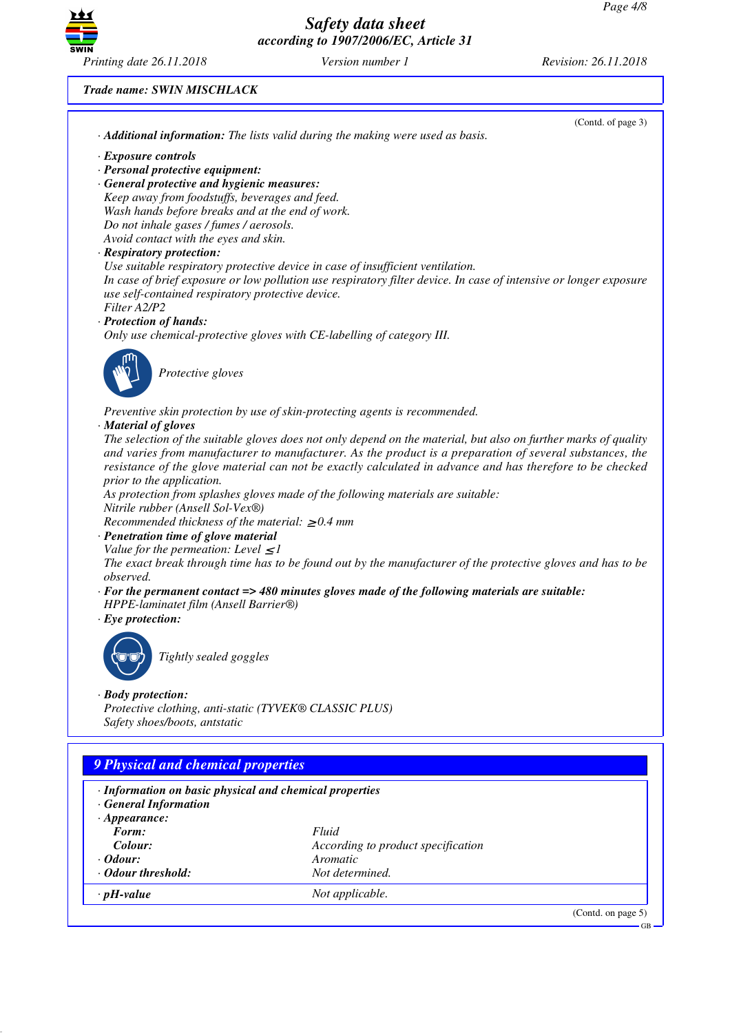Trade name: SWIN MISCHLACK

(Contd. of page 3)

· **Additional information:** The lists valid during the making were used as basis.

· **Exposure controls**
· **Personal protective equipment:**
· **General protective and hygienic measures:**
Keep away from foodstuffs, beverages and feed.
Wash hands before breaks and at the end of work.
Do not inhale gases / fumes / aerosols.
Avoid contact with the eyes and skin.
· **Respiratory protection:**
Use suitable respiratory protective device in case of insufficient ventilation.
In case of brief exposure or low pollution use respiratory filter device. In case of intensive or longer exposure use self-contained respiratory protective device.
Filter A2/P2
· **Protection of hands:**
Only use chemical-protective gloves with CE-labelling of category III.

Protective gloves

Preventive skin protection by use of skin-protecting agents is recommended.
· **Material of gloves**
The selection of the suitable gloves does not only depend on the material, but also on further marks of quality and varies from manufacturer to manufacturer. As the product is a preparation of several substances, the resistance of the glove material can not be exactly calculated in advance and has therefore to be checked prior to the application.
As protection from splashes gloves made of the following materials are suitable:
Nitrile rubber (Ansell Sol-Vex®)
Recommended thickness of the material: $\geq$0.4 mm
· **Penetration time of glove material**
Value for the permeation: Level $\leq$1
The exact break through time has to be found out by the manufacturer of the protective gloves and has to be observed.
· **For the permanent contact => 480 minutes gloves made of the following materials are suitable:**
HPPE-laminatet film (Ansell Barrier®)
· **Eye protection:**

Tightly sealed goggles

· **Body protection:**
Protective clothing, anti-static (TYVEK® CLASSIC PLUS)
Safety shoes/boots, antstatic

## 9 Physical and chemical properties

· **Information on basic physical and chemical properties**
· **General Information**
· **Appearance:**

| | |
|---|---|
| **Form:** | Fluid |
| **Colour:** | According to product specification |
| · **Odour:** | Aromatic |
| · **Odour threshold:** | Not determined. |
| · **pH-value** | Not applicable. |

(Contd. on page 5)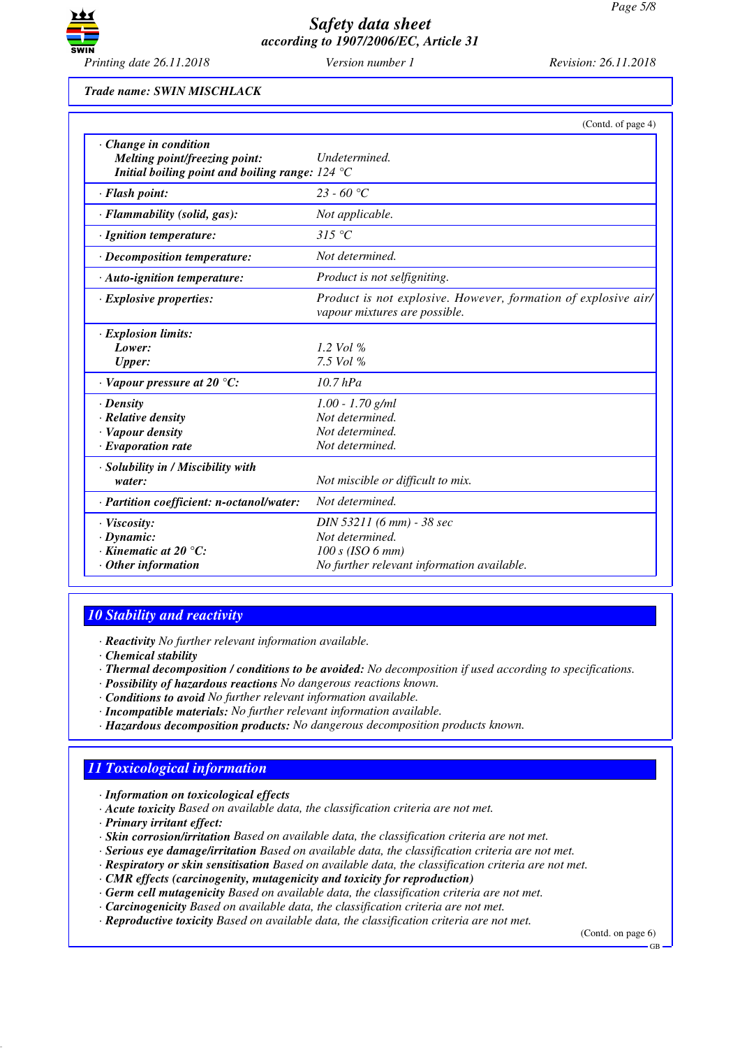Trade name: SWIN MISCHLACK

(Contd. of page 4)

| | |
|---|---|
| · **Change in condition** | |
| **Melting point/freezing point:** | Undetermined. |
| **Initial boiling point and boiling range:** | 124 °C |
| · **Flash point:** | 23 - 60 °C |
| · **Flammability (solid, gas):** | Not applicable. |
| · **Ignition temperature:** | 315 °C |
| · **Decomposition temperature:** | Not determined. |
| · **Auto-ignition temperature:** | Product is not selfigniting. |
| · **Explosive properties:** | Product is not explosive. However, formation of explosive air/vapour mixtures are possible. |
| · **Explosion limits:** | |
| **Lower:** | 1.2 Vol % |
| **Upper:** | 7.5 Vol % |
| · **Vapour pressure at 20 °C:** | 10.7 hPa |
| · **Density** | 1.00 - 1.70 g/ml |
| · **Relative density** | Not determined. |
| · **Vapour density** | Not determined. |
| · **Evaporation rate** | Not determined. |
| · **Solubility in / Miscibility with water:** | Not miscible or difficult to mix. |
| · **Partition coefficient: n-octanol/water:** | Not determined. |
| · **Viscosity:** | DIN 53211 (6 mm) - 38 sec |
| · **Dynamic:** | Not determined. |
| · **Kinematic at 20 °C:** | 100 s (ISO 6 mm) |
| · **Other information** | No further relevant information available. |

## 10 Stability and reactivity

· **Reactivity** No further relevant information available.
· **Chemical stability**
· **Thermal decomposition / conditions to be avoided:** No decomposition if used according to specifications.
· **Possibility of hazardous reactions** No dangerous reactions known.
· **Conditions to avoid** No further relevant information available.
· **Incompatible materials:** No further relevant information available.
· **Hazardous decomposition products:** No dangerous decomposition products known.

## 11 Toxicological information

· **Information on toxicological effects**
· **Acute toxicity** Based on available data, the classification criteria are not met.
· **Primary irritant effect:**
· **Skin corrosion/irritation** Based on available data, the classification criteria are not met.
· **Serious eye damage/irritation** Based on available data, the classification criteria are not met.
· **Respiratory or skin sensitisation** Based on available data, the classification criteria are not met.
· **CMR effects (carcinogenity, mutagenicity and toxicity for reproduction)**
· **Germ cell mutagenicity** Based on available data, the classification criteria are not met.
· **Carcinogenicity** Based on available data, the classification criteria are not met.
· **Reproductive toxicity** Based on available data, the classification criteria are not met.

(Contd. on page 6)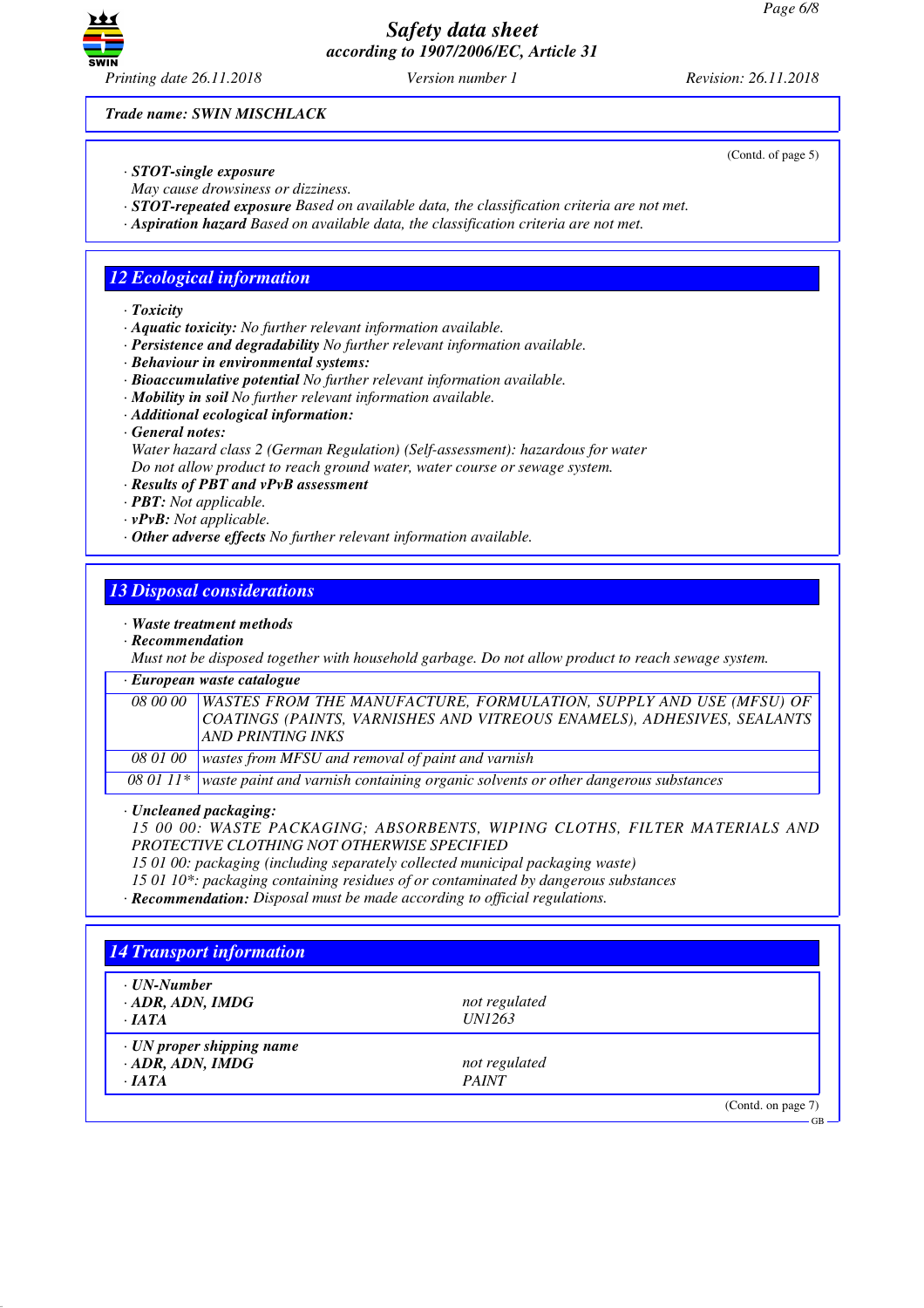Trade name: SWIN MISCHLACK

(Contd. of page 5)

· **STOT-single exposure**
May cause drowsiness or dizziness.
· **STOT-repeated exposure** Based on available data, the classification criteria are not met.
· **Aspiration hazard** Based on available data, the classification criteria are not met.

## 12 Ecological information

· **Toxicity**
· **Aquatic toxicity:** No further relevant information available.
· **Persistence and degradability** No further relevant information available.
· **Behaviour in environmental systems:**
· **Bioaccumulative potential** No further relevant information available.
· **Mobility in soil** No further relevant information available.
· **Additional ecological information:**
· **General notes:**
Water hazard class 2 (German Regulation) (Self-assessment): hazardous for water
Do not allow product to reach ground water, water course or sewage system.
· **Results of PBT and vPvB assessment**
· **PBT:** Not applicable.
· **vPvB:** Not applicable.
· **Other adverse effects** No further relevant information available.

## 13 Disposal considerations

· **Waste treatment methods**
· **Recommendation**
Must not be disposed together with household garbage. Do not allow product to reach sewage system.

| · European waste catalogue | |
|---|---|
| 08 00 00 | WASTES FROM THE MANUFACTURE, FORMULATION, SUPPLY AND USE (MFSU) OF COATINGS (PAINTS, VARNISHES AND VITREOUS ENAMELS), ADHESIVES, SEALANTS AND PRINTING INKS |
| 08 01 00 | wastes from MFSU and removal of paint and varnish |
| 08 01 11* | waste paint and varnish containing organic solvents or other dangerous substances |

· **Uncleaned packaging:**
15 00 00: WASTE PACKAGING; ABSORBENTS, WIPING CLOTHS, FILTER MATERIALS AND PROTECTIVE CLOTHING NOT OTHERWISE SPECIFIED
15 01 00: packaging (including separately collected municipal packaging waste)
15 01 10*: packaging containing residues of or contaminated by dangerous substances
· **Recommendation:** Disposal must be made according to official regulations.

## 14 Transport information

| | |
|---|---|
| · **UN-Number** | |
| · **ADR, ADN, IMDG** | not regulated |
| · **IATA** | UN1263 |
| · **UN proper shipping name** | |
| · **ADR, ADN, IMDG** | not regulated |
| · **IATA** | PAINT |

(Contd. on page 7)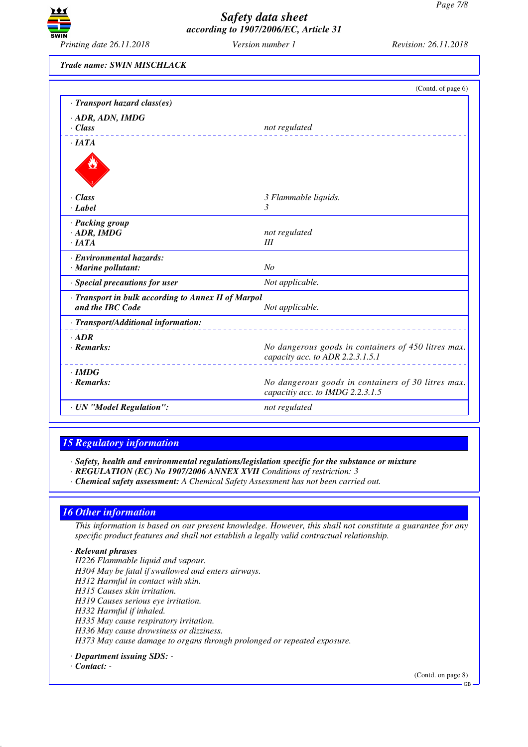Trade name: SWIN MISCHLACK

(Contd. of page 6)

| | |
|---|---|
| · **Transport hazard class(es)** | |
| · **ADR, ADN, IMDG** | |
| · **Class** | not regulated |
| · **IATA** | |
| · **Class** | 3 Flammable liquids. |
| · **Label** | 3 |
| · **Packing group** | |
| · **ADR, IMDG** | not regulated |
| · **IATA** | III |
| · **Environmental hazards:** | |
| · **Marine pollutant:** | No |
| · **Special precautions for user** | Not applicable. |
| · **Transport in bulk according to Annex II of Marpol and the IBC Code** | Not applicable. |
| · **Transport/Additional information:** | |
| · **ADR** | |
| · **Remarks:** | No dangerous goods in containers of 450 litres max. capacity acc. to ADR 2.2.3.1.5.1 |
| · **IMDG** | |
| · **Remarks:** | No dangerous goods in containers of 30 litres max. capacitiy acc. to IMDG 2.2.3.1.5 |
| · **UN "Model Regulation":** | not regulated |

## 15 Regulatory information

· **Safety, health and environmental regulations/legislation specific for the substance or mixture**
· **REGULATION (EC) No 1907/2006 ANNEX XVII** Conditions of restriction: 3
· **Chemical safety assessment:** A Chemical Safety Assessment has not been carried out.

## 16 Other information

This information is based on our present knowledge. However, this shall not constitute a guarantee for any specific product features and shall not establish a legally valid contractual relationship.

· **Relevant phrases**
H226 Flammable liquid and vapour.
H304 May be fatal if swallowed and enters airways.
H312 Harmful in contact with skin.
H315 Causes skin irritation.
H319 Causes serious eye irritation.
H332 Harmful if inhaled.
H335 May cause respiratory irritation.
H336 May cause drowsiness or dizziness.
H373 May cause damage to organs through prolonged or repeated exposure.

· **Department issuing SDS:** -
· **Contact:** -

(Contd. on page 8)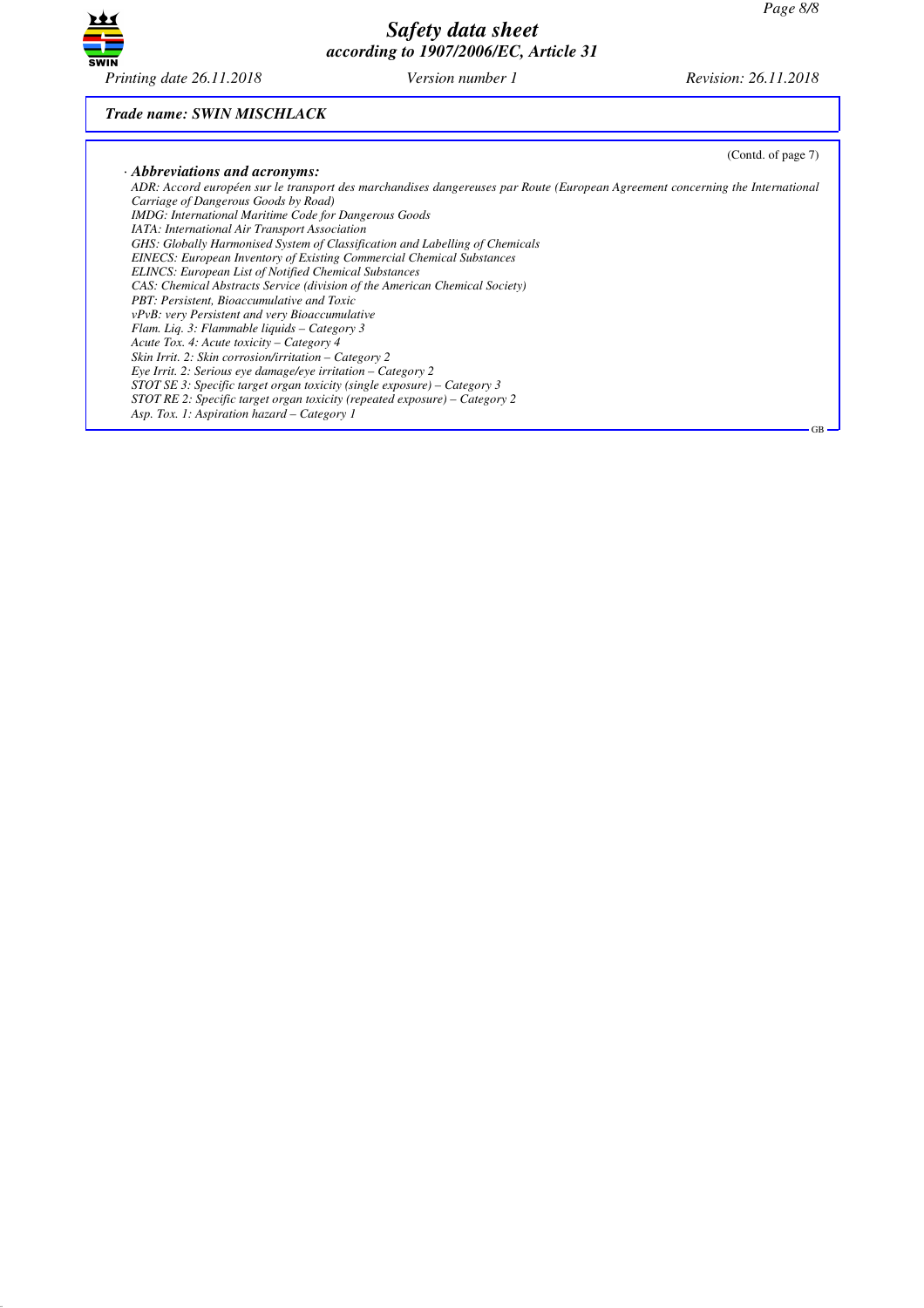*Trade name: SWIN MISCHLACK*

(Contd. of page 7)

· ***Abbreviations and acronyms:***

*ADR: Accord européen sur le transport des marchandises dangereuses par Route (European Agreement concerning the International Carriage of Dangerous Goods by Road)*
*IMDG: International Maritime Code for Dangerous Goods*
*IATA: International Air Transport Association*
*GHS: Globally Harmonised System of Classification and Labelling of Chemicals*
*EINECS: European Inventory of Existing Commercial Chemical Substances*
*ELINCS: European List of Notified Chemical Substances*
*CAS: Chemical Abstracts Service (division of the American Chemical Society)*
*PBT: Persistent, Bioaccumulative and Toxic*
*vPvB: very Persistent and very Bioaccumulative*
*Flam. Liq. 3: Flammable liquids – Category 3*
*Acute Tox. 4: Acute toxicity – Category 4*
*Skin Irrit. 2: Skin corrosion/irritation – Category 2*
*Eye Irrit. 2: Serious eye damage/eye irritation – Category 2*
*STOT SE 3: Specific target organ toxicity (single exposure) – Category 3*
*STOT RE 2: Specific target organ toxicity (repeated exposure) – Category 2*
*Asp. Tox. 1: Aspiration hazard – Category 1*

GB